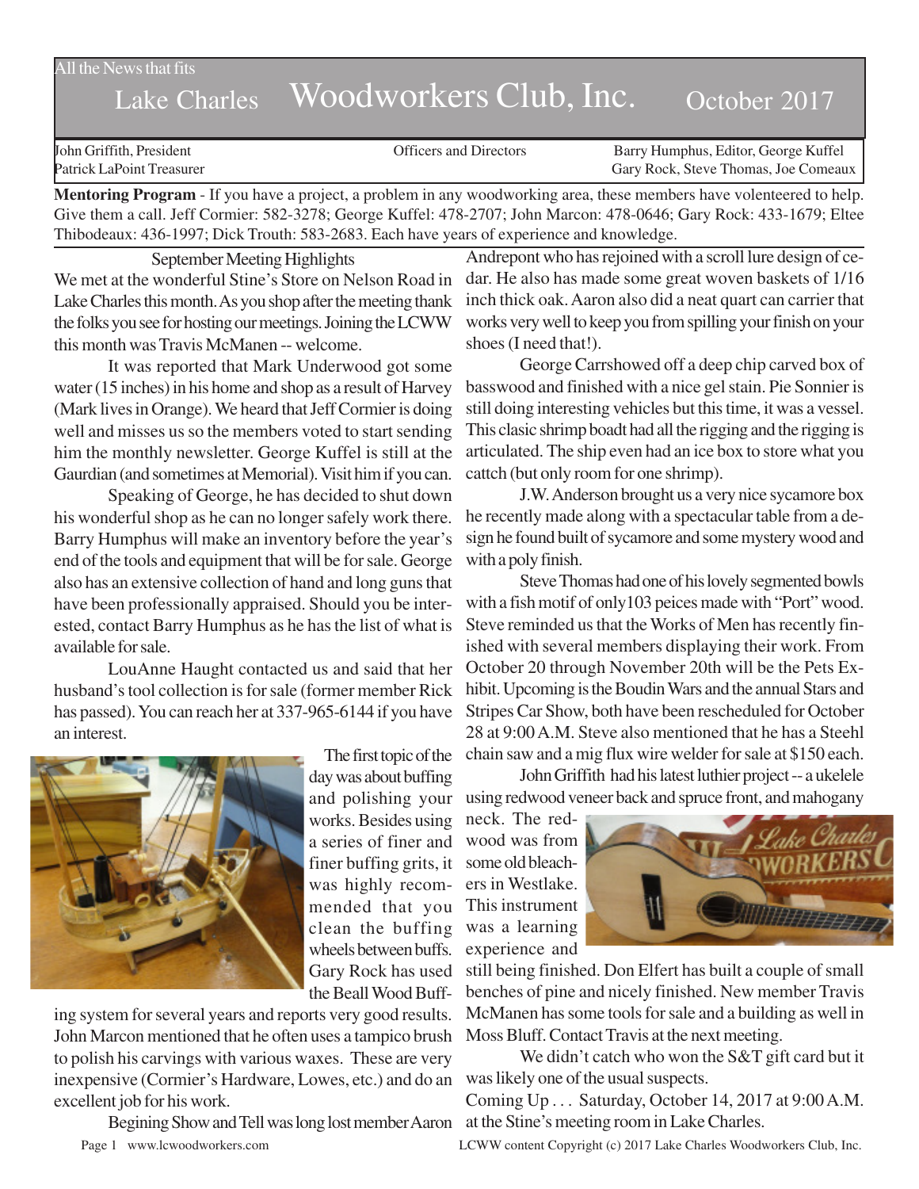All the News that fits

# Lake Charles Woodworkers Club, Inc. October 2017

John Griffith, President | Officers and Directors | Barry Humphus, Editor, George Kuffel
Patrick LaPoint Treasurer | | Gary Rock, Steve Thomas, Joe Comeaux

**Mentoring Program** - If you have a project, a problem in any woodworking area, these members have volenteered to help. Give them a call. Jeff Cormier: 582-3278; George Kuffel: 478-2707; John Marcon: 478-0646; Gary Rock: 433-1679; Eltee Thibodeaux: 436-1997; Dick Trouth: 583-2683. Each have years of experience and knowledge.

## September Meeting Highlights

We met at the wonderful Stine's Store on Nelson Road in Lake Charles this month. As you shop after the meeting thank the folks you see for hosting our meetings. Joining the LCWW this month was Travis McManen -- welcome.

It was reported that Mark Underwood got some water (15 inches) in his home and shop as a result of Harvey (Mark lives in Orange). We heard that Jeff Cormier is doing well and misses us so the members voted to start sending him the monthly newsletter. George Kuffel is still at the Gaurdian (and sometimes at Memorial). Visit him if you can.

Speaking of George, he has decided to shut down his wonderful shop as he can no longer safely work there. Barry Humphus will make an inventory before the year's end of the tools and equipment that will be for sale. George also has an extensive collection of hand and long guns that have been professionally appraised. Should you be interested, contact Barry Humphus as he has the list of what is available for sale.

LouAnne Haught contacted us and said that her husband's tool collection is for sale (former member Rick has passed). You can reach her at 337-965-6144 if you have an interest.

The first topic of the day was about buffing and polishing your works. Besides using a series of finer and finer buffing grits, it was highly recommended that you clean the buffing wheels between buffs. Gary Rock has used the Beall Wood Buffing system for several years and reports very good results. John Marcon mentioned that he often uses a tampico brush to polish his carvings with various waxes. These are very inexpensive (Cormier's Hardware, Lowes, etc.) and do an excellent job for his work.

Begining Show and Tell was long lost member Aaron Andrepont who has rejoined with a scroll lure design of cedar. He also has made some great woven baskets of 1/16 inch thick oak. Aaron also did a neat quart can carrier that works very well to keep you from spilling your finish on your shoes (I need that!).

George Carrshowed off a deep chip carved box of basswood and finished with a nice gel stain. Pie Sonnier is still doing interesting vehicles but this time, it was a vessel. This clasic shrimp boadt had all the rigging and the rigging is articulated. The ship even had an ice box to store what you catth (but only room for one shrimp).

J.W. Anderson brought us a very nice sycamore box he recently made along with a spectacular table from a design he found built of sycamore and some mystery wood and with a poly finish.

Steve Thomas had one of his lovely segmented bowls with a fish motif of only103 peices made with "Port" wood. Steve reminded us that the Works of Men has recently finished with several members displaying their work. From October 20 through November 20th will be the Pets Exhibit. Upcoming is the Boudin Wars and the annual Stars and Stripes Car Show, both have been rescheduled for October 28 at 9:00 A.M. Steve also mentioned that he has a Steehl chain saw and a mig flux wire welder for sale at $150 each.

John Griffith had his latest luthier project -- a ukelele using redwood veneer back and spruce front, and mahogany neck. The redwood was from some old bleachers in Westlake. This instrument was a learning experience and still being finished. Don Elfert has built a couple of small benches of pine and nicely finished. New member Travis McManen has some tools for sale and a building as well in Moss Bluff. Contact Travis at the next meeting.

We didn't catch who won the S&T gift card but it was likely one of the usual suspects.

Coming Up . . . Saturday, October 14, 2017 at 9:00 A.M. at the Stine's meeting room in Lake Charles.

www.lcwoodworkers.com

LCWW content Copyright (c) 2017 Lake Charles Woodworkers Club, Inc.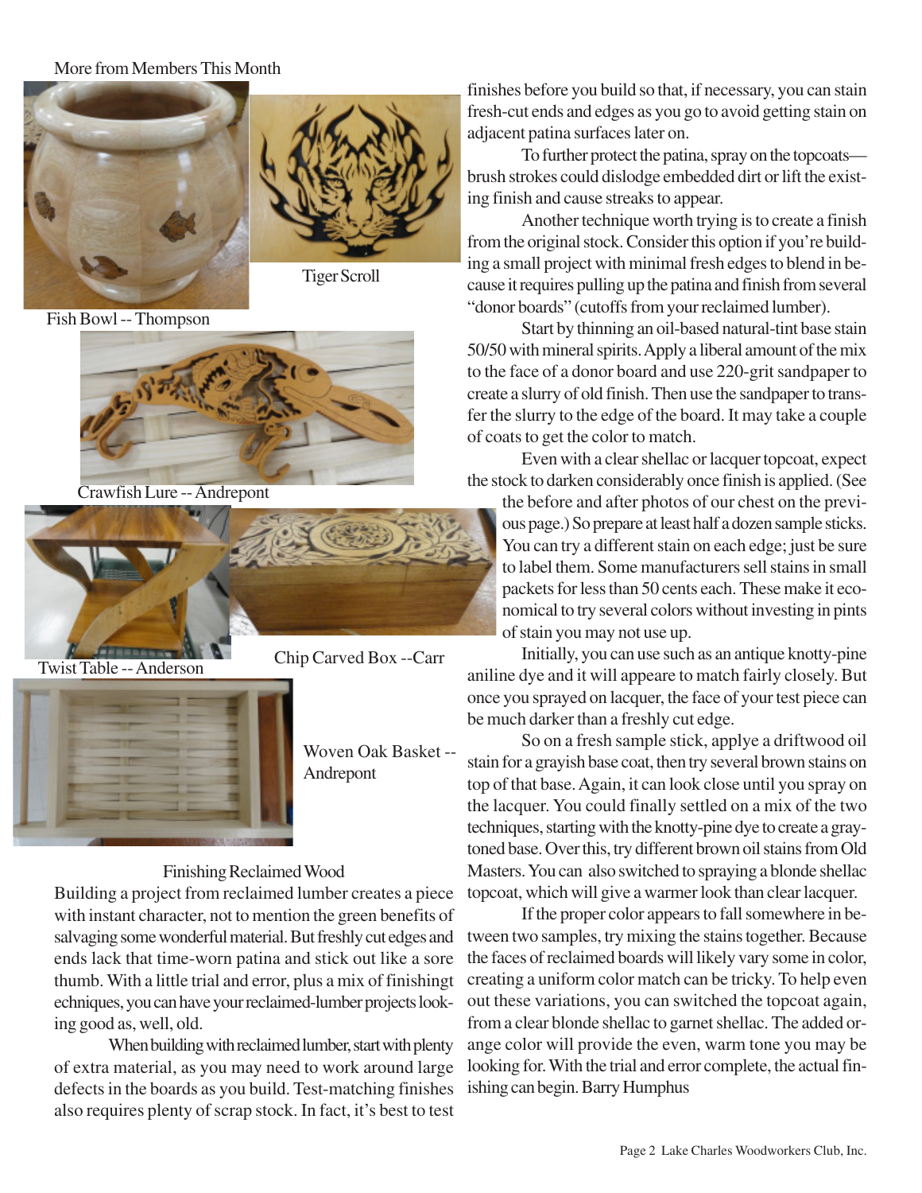More from Members This Month

Fish Bowl -- Thompson

Tiger Scroll

Crawfish Lure -- Andrepont

Twist Table -- Anderson

Chip Carved Box --Carr

Woven Oak Basket -- Andrepont

## Finishing Reclaimed Wood

Building a project from reclaimed lumber creates a piece with instant character, not to mention the green benefits of salvaging some wonderful material. But freshly cut edges and ends lack that time-worn patina and stick out like a sore thumb. With a little trial and error, plus a mix of finishingt echniques, you can have your reclaimed-lumber projects looking good as, well, old.

When building with reclaimed lumber, start with plenty of extra material, as you may need to work around large defects in the boards as you build. Test-matching finishes also requires plenty of scrap stock. In fact, it's best to test finishes before you build so that, if necessary, you can stain fresh-cut ends and edges as you go to avoid getting stain on adjacent patina surfaces later on.

To further protect the patina, spray on the topcoats—brush strokes could dislodge embedded dirt or lift the existing finish and cause streaks to appear.

Another technique worth trying is to create a finish from the original stock. Consider this option if you're building a small project with minimal fresh edges to blend in because it requires pulling up the patina and finish from several "donor boards" (cutoffs from your reclaimed lumber).

Start by thinning an oil-based natural-tint base stain 50/50 with mineral spirits. Apply a liberal amount of the mix to the face of a donor board and use 220-grit sandpaper to create a slurry of old finish. Then use the sandpaper to transfer the slurry to the edge of the board. It may take a couple of coats to get the color to match.

Even with a clear shellac or lacquer topcoat, expect the stock to darken considerably once finish is applied. (See the before and after photos of our chest on the previous page.) So prepare at least half a dozen sample sticks. You can try a different stain on each edge; just be sure to label them. Some manufacturers sell stains in small packets for less than 50 cents each. These make it economical to try several colors without investing in pints of stain you may not use up.

Initially, you can use such as an antique knotty-pine aniline dye and it will appeare to match fairly closely. But once you sprayed on lacquer, the face of your test piece can be much darker than a freshly cut edge.

So on a fresh sample stick, applye a driftwood oil stain for a grayish base coat, then try several brown stains on top of that base. Again, it can look close until you spray on the lacquer. You could finally settled on a mix of the two techniques, starting with the knotty-pine dye to create a gray-toned base. Over this, try different brown oil stains from Old Masters. You can also switched to spraying a blonde shellac topcoat, which will give a warmer look than clear lacquer.

If the proper color appears to fall somewhere in between two samples, try mixing the stains together. Because the faces of reclaimed boards will likely vary some in color, creating a uniform color match can be tricky. To help even out these variations, you can switched the topcoat again, from a clear blonde shellac to garnet shellac. The added orange color will provide the even, warm tone you may be looking for. With the trial and error complete, the actual finishing can begin. Barry Humphus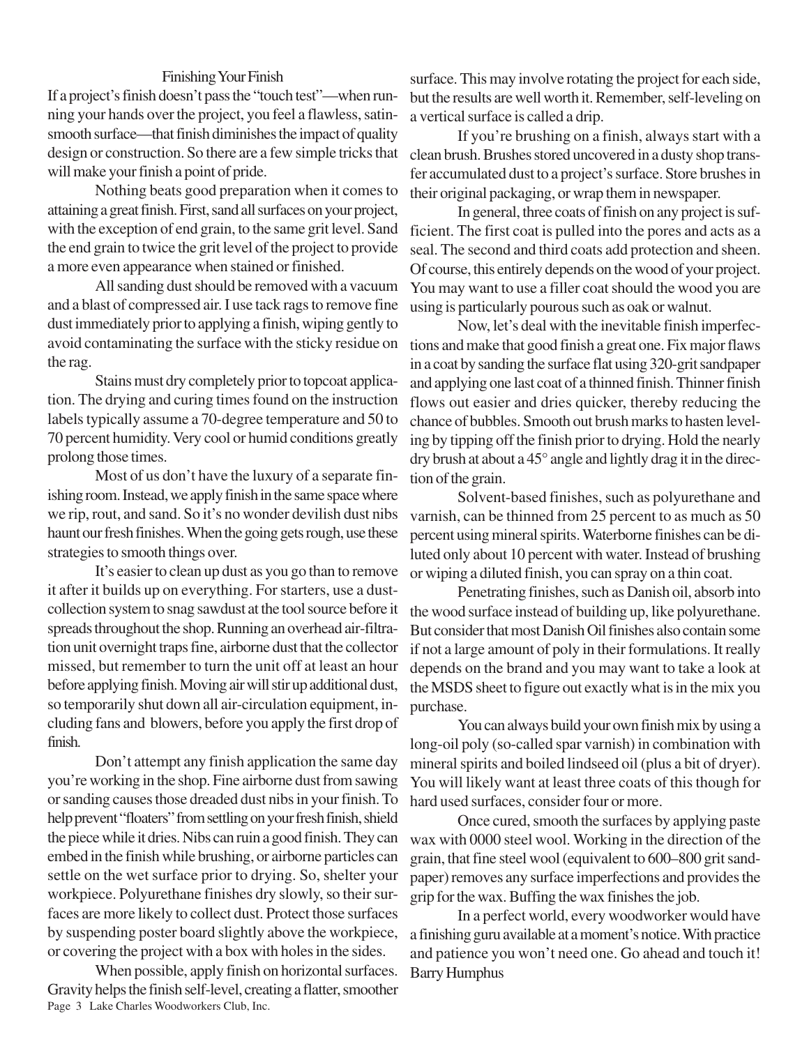## Finishing Your Finish

If a project's finish doesn't pass the "touch test"—when running your hands over the project, you feel a flawless, satin-smooth surface—that finish diminishes the impact of quality design or construction. So there are a few simple tricks that will make your finish a point of pride.

Nothing beats good preparation when it comes to attaining a great finish. First, sand all surfaces on your project, with the exception of end grain, to the same grit level. Sand the end grain to twice the grit level of the project to provide a more even appearance when stained or finished.

All sanding dust should be removed with a vacuum and a blast of compressed air. I use tack rags to remove fine dust immediately prior to applying a finish, wiping gently to avoid contaminating the surface with the sticky residue on the rag.

Stains must dry completely prior to topcoat application. The drying and curing times found on the instruction labels typically assume a 70-degree temperature and 50 to 70 percent humidity. Very cool or humid conditions greatly prolong those times.

Most of us don't have the luxury of a separate finishing room. Instead, we apply finish in the same space where we rip, rout, and sand. So it's no wonder devilish dust nibs haunt our fresh finishes. When the going gets rough, use these strategies to smooth things over.

It's easier to clean up dust as you go than to remove it after it builds up on everything. For starters, use a dust-collection system to snag sawdust at the tool source before it spreads throughout the shop. Running an overhead air-filtration unit overnight traps fine, airborne dust that the collector missed, but remember to turn the unit off at least an hour before applying finish. Moving air will stir up additional dust, so temporarily shut down all air-circulation equipment, including fans and blowers, before you apply the first drop of finish.

Don't attempt any finish application the same day you're working in the shop. Fine airborne dust from sawing or sanding causes those dreaded dust nibs in your finish. To help prevent "floaters" from settling on your fresh finish, shield the piece while it dries. Nibs can ruin a good finish. They can embed in the finish while brushing, or airborne particles can settle on the wet surface prior to drying. So, shelter your workpiece. Polyurethane finishes dry slowly, so their surfaces are more likely to collect dust. Protect those surfaces by suspending poster board slightly above the workpiece, or covering the project with a box with holes in the sides.

When possible, apply finish on horizontal surfaces. Gravity helps the finish self-level, creating a flatter, smoother surface. This may involve rotating the project for each side, but the results are well worth it. Remember, self-leveling on a vertical surface is called a drip.

If you're brushing on a finish, always start with a clean brush. Brushes stored uncovered in a dusty shop transfer accumulated dust to a project's surface. Store brushes in their original packaging, or wrap them in newspaper.

In general, three coats of finish on any project is sufficient. The first coat is pulled into the pores and acts as a seal. The second and third coats add protection and sheen. Of course, this entirely depends on the wood of your project. You may want to use a filler coat should the wood you are using is particularly pourous such as oak or walnut.

Now, let's deal with the inevitable finish imperfections and make that good finish a great one. Fix major flaws in a coat by sanding the surface flat using 320-grit sandpaper and applying one last coat of a thinned finish. Thinner finish flows out easier and dries quicker, thereby reducing the chance of bubbles. Smooth out brush marks to hasten leveling by tipping off the finish prior to drying. Hold the nearly dry brush at about a 45° angle and lightly drag it in the direction of the grain.

Solvent-based finishes, such as polyurethane and varnish, can be thinned from 25 percent to as much as 50 percent using mineral spirits. Waterborne finishes can be diluted only about 10 percent with water. Instead of brushing or wiping a diluted finish, you can spray on a thin coat.

Penetrating finishes, such as Danish oil, absorb into the wood surface instead of building up, like polyurethane. But consider that most Danish Oil finishes also contain some if not a large amount of poly in their formulations. It really depends on the brand and you may want to take a look at the MSDS sheet to figure out exactly what is in the mix you purchase.

You can always build your own finish mix by using a long-oil poly (so-called spar varnish) in combination with mineral spirits and boiled lindseed oil (plus a bit of dryer). You will likely want at least three coats of this though for hard used surfaces, consider four or more.

Once cured, smooth the surfaces by applying paste wax with 0000 steel wool. Working in the direction of the grain, that fine steel wool (equivalent to 600–800 grit sandpaper) removes any surface imperfections and provides the grip for the wax. Buffing the wax finishes the job.

In a perfect world, every woodworker would have a finishing guru available at a moment's notice. With practice and patience you won't need one. Go ahead and touch it!

Barry Humphus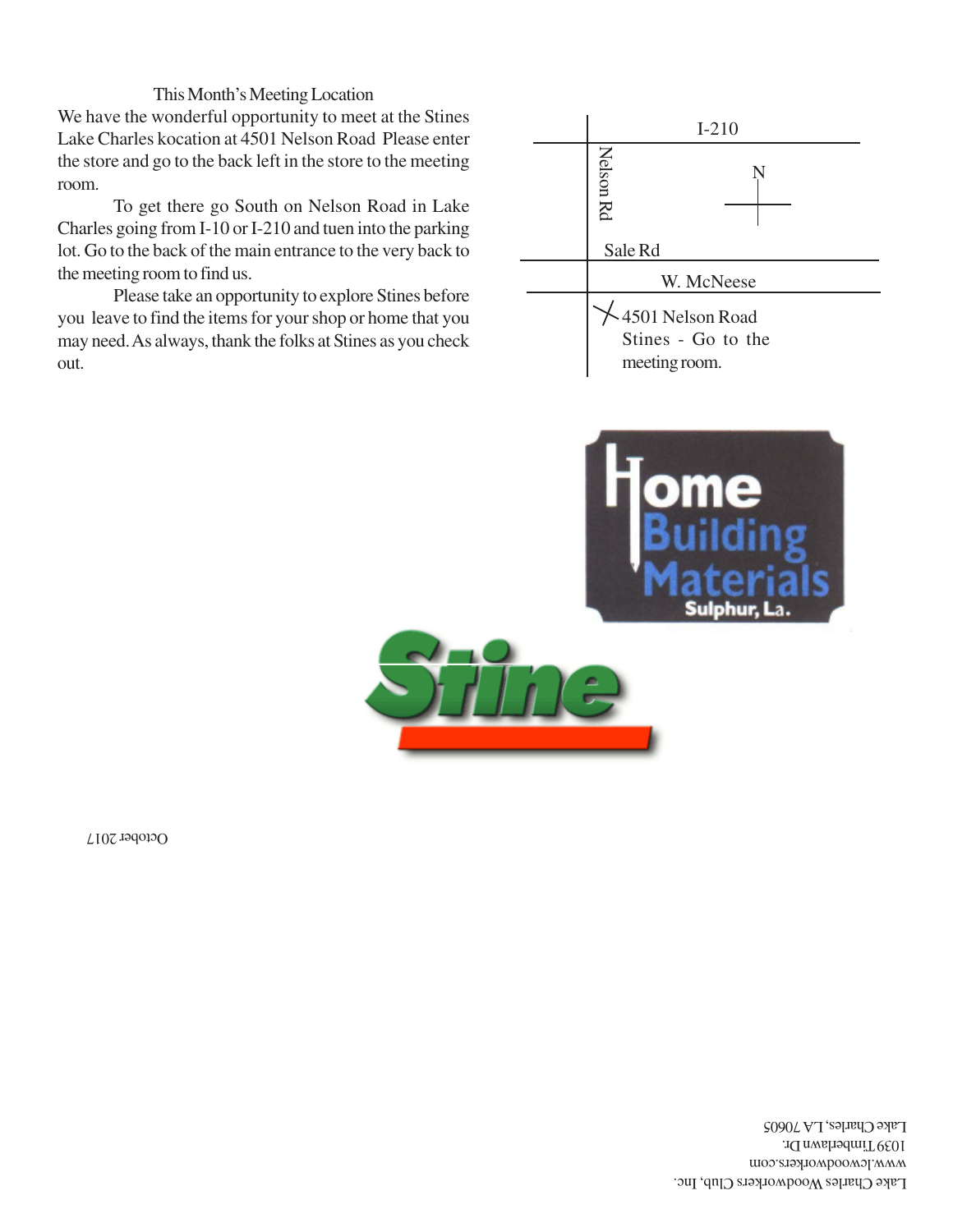This Month's Meeting Location

We have the wonderful opportunity to meet at the Stines Lake Charles kocation at 4501 Nelson Road Please enter the store and go to the back left in the store to the meeting room.

To get there go South on Nelson Road in Lake Charles going from I-10 or I-210 and tuen into the parking lot. Go to the back of the main entrance to the very back to the meeting room to find us.

Please take an opportunity to explore Stines before you leave to find the items for your shop or home that you may need. As always, thank the folks at Stines as you check out.

I-210

Nelson Rd

N

Sale Rd

W. McNeese

4501 Nelson Road
Stines - Go to the meeting room.

Home Building Materials
Sulphur, La.

Stine

October 2017

Lake Charles Woodworkers Club, Inc.
www.lcwoodworkers.com
1039 Timberlawn Dr.
Lake Charles, LA 70605